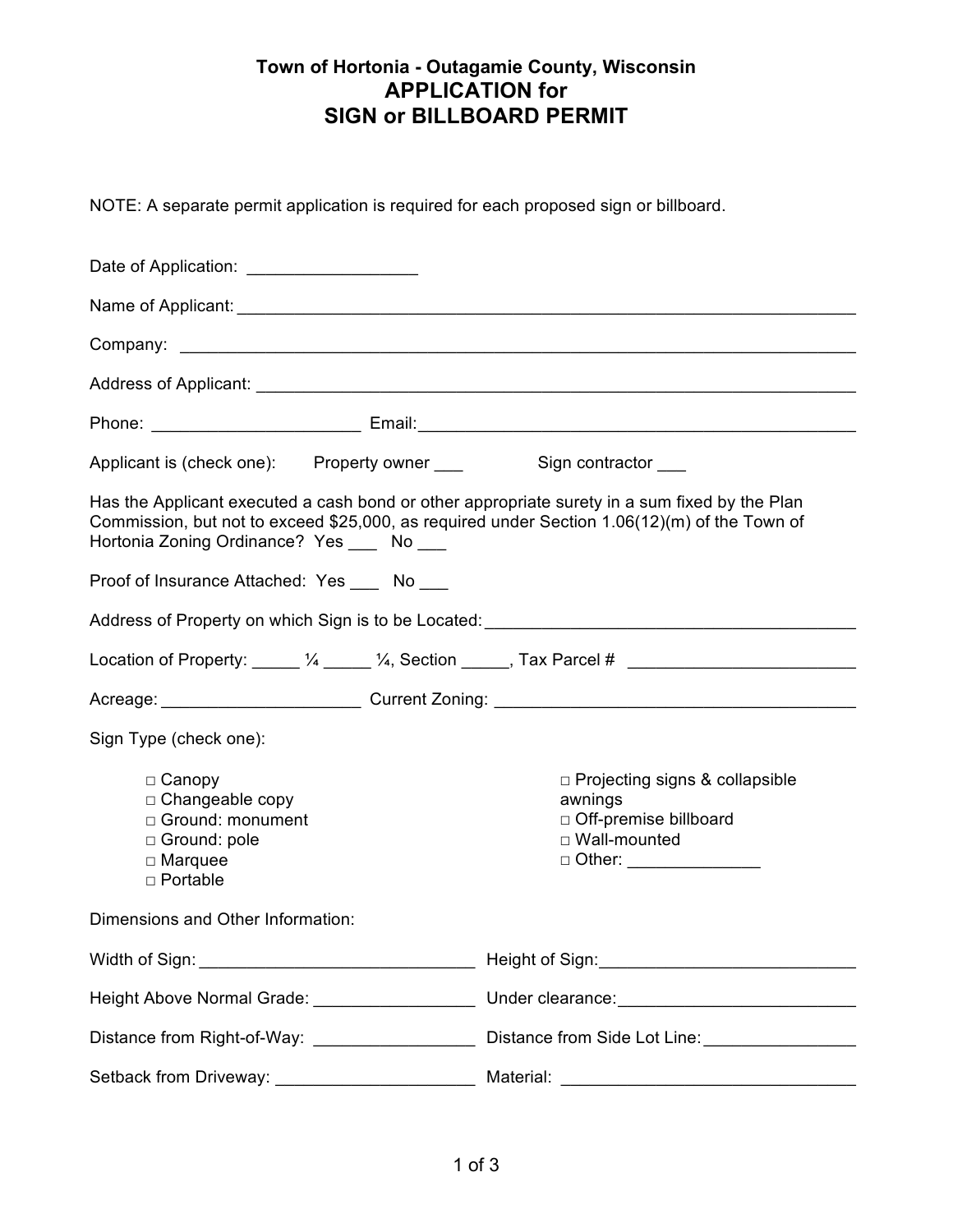**Town of Hortonia - Outagamie County, Wisconsin**

# APPLICATION for SIGN or BILLBOARD PERMIT

NOTE: A separate permit application is required for each proposed sign or billboard.

Date of Application: __________________

Name of Applicant: ______________________________________________________________

Company: _______________________________________________________________________

Address of Applicant: ____________________________________________________________

Phone: ______________________ Email: _______________________________________________

Applicant is (check one): Property owner ___ Sign contractor ___

Has the Applicant executed a cash bond or other appropriate surety in a sum fixed by the Plan Commission, but not to exceed $25,000, as required under Section 1.06(12)(m) of the Town of Hortonia Zoning Ordinance? Yes ___ No ___

Proof of Insurance Attached: Yes ___ No ___

Address of Property on which Sign is to be Located: ________________________________________

Location of Property: _____ ¼ _____ ¼, Section _____, Tax Parcel # ________________________

Acreage: _____________________ Current Zoning: _______________________________________

Sign Type (check one):

- □ Canopy
- □ Changeable copy
- □ Ground: monument
- □ Ground: pole
- □ Marquee
- □ Portable
- □ Projecting signs & collapsible awnings
- □ Off-premise billboard
- □ Wall-mounted
- □ Other: ______________

Dimensions and Other Information:

Width of Sign: ______________________________ Height of Sign: ___________________________

Height Above Normal Grade: _________________ Under clearance: __________________________

Distance from Right-of-Way: _________________ Distance from Side Lot Line: ________________

Setback from Driveway: _____________________ Material: ________________________________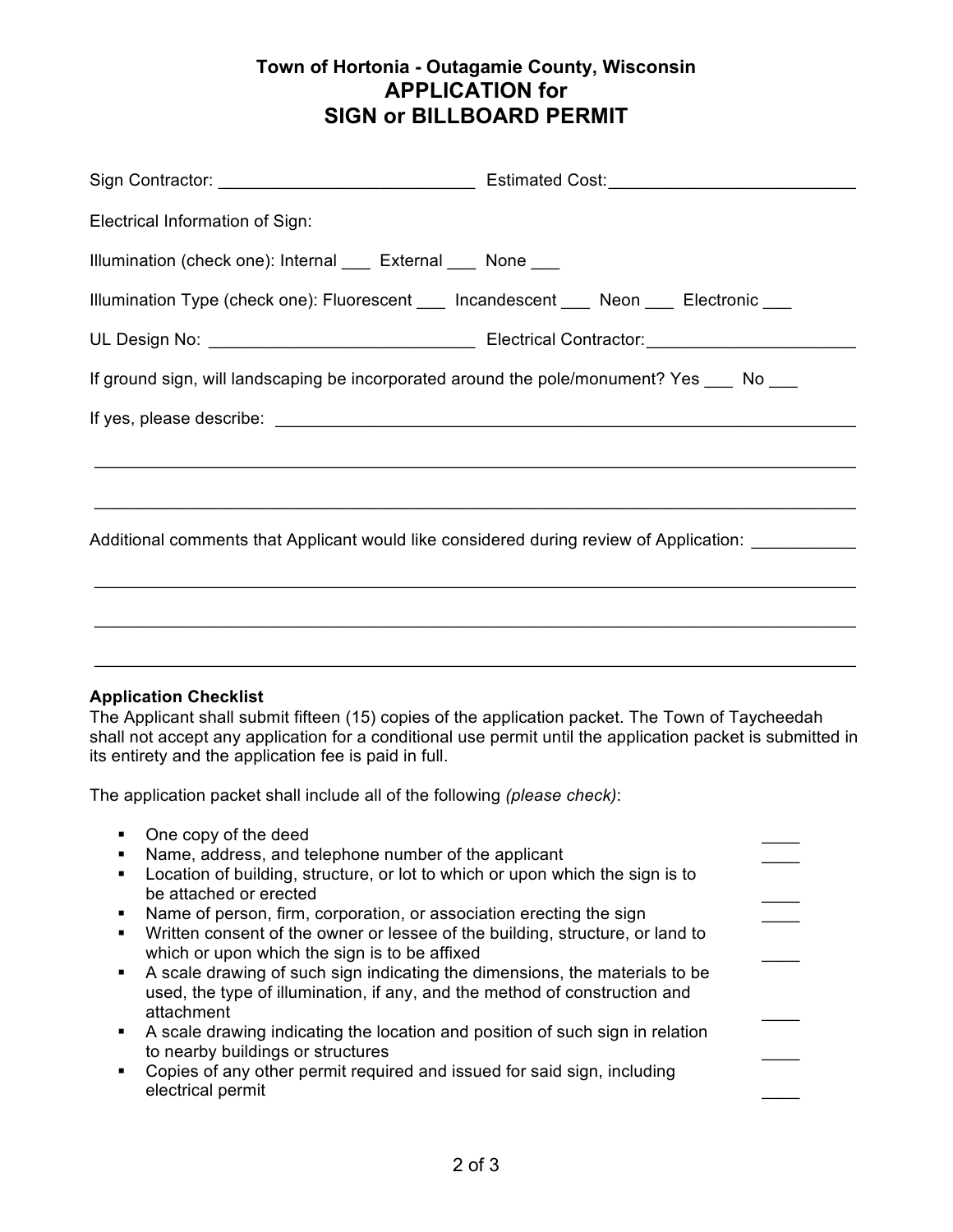**Town of Hortonia - Outagamie County, Wisconsin**

# APPLICATION for SIGN or BILLBOARD PERMIT

Sign Contractor: ___________________________ Estimated Cost: _________________________

Electrical Information of Sign:

Illumination (check one): Internal ___ External ___ None ___

Illumination Type (check one): Fluorescent ___ Incandescent ___ Neon ___ Electronic ___

UL Design No: ____________________________ Electrical Contractor: ______________________

If ground sign, will landscaping be incorporated around the pole/monument? Yes ___ No ___

If yes, please describe: _______________________________________________________________

_________________________________________________________________________________

_________________________________________________________________________________

Additional comments that Applicant would like considered during review of Application: ___________

_________________________________________________________________________________

_________________________________________________________________________________

_________________________________________________________________________________

**Application Checklist**

The Applicant shall submit fifteen (15) copies of the application packet. The Town of Taycheedah shall not accept any application for a conditional use permit until the application packet is submitted in its entirety and the application fee is paid in full.

The application packet shall include all of the following *(please check)*:

- One copy of the deed ____
- Name, address, and telephone number of the applicant ____
- Location of building, structure, or lot to which or upon which the sign is to be attached or erected ____
- Name of person, firm, corporation, or association erecting the sign ____
- Written consent of the owner or lessee of the building, structure, or land to which or upon which the sign is to be affixed ____
- A scale drawing of such sign indicating the dimensions, the materials to be used, the type of illumination, if any, and the method of construction and attachment ____
- A scale drawing indicating the location and position of such sign in relation to nearby buildings or structures ____
- Copies of any other permit required and issued for said sign, including electrical permit ____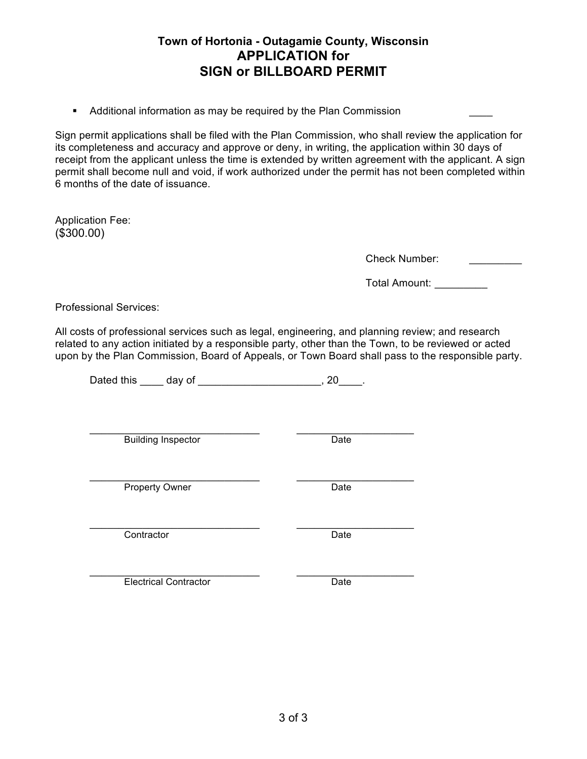**Town of Hortonia - Outagamie County, Wisconsin**

# APPLICATION for SIGN or BILLBOARD PERMIT

- Additional information as may be required by the Plan Commission ____

Sign permit applications shall be filed with the Plan Commission, who shall review the application for its completeness and accuracy and approve or deny, in writing, the application within 30 days of receipt from the applicant unless the time is extended by written agreement with the applicant. A sign permit shall become null and void, if work authorized under the permit has not been completed within 6 months of the date of issuance.

Application Fee:
($300.00)

Check Number: _________

Total Amount: _________

Professional Services:

All costs of professional services such as legal, engineering, and planning review; and research related to any action initiated by a responsible party, other than the Town, to be reviewed or acted upon by the Plan Commission, Board of Appeals, or Town Board shall pass to the responsible party.

Dated this ____ day of ____________________, 20____.

______________________________ ____________________
Building Inspector Date

______________________________ ____________________
Property Owner Date

______________________________ ____________________
Contractor Date

______________________________ ____________________
Electrical Contractor Date